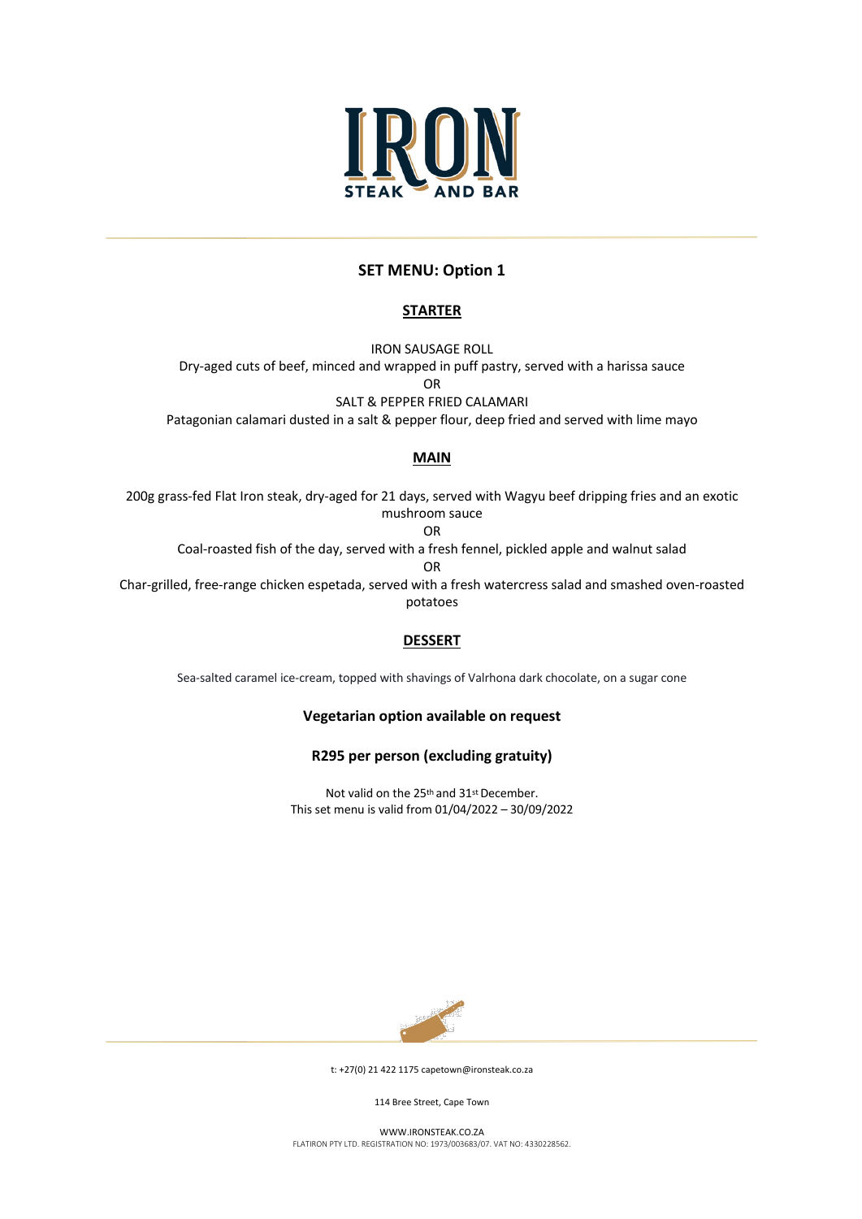# IRON STEAK AND BAR

## SET MENU: Option 1

### STARTER

IRON SAUSAGE ROLL
Dry-aged cuts of beef, minced and wrapped in puff pastry, served with a harissa sauce
OR
SALT & PEPPER FRIED CALAMARI
Patagonian calamari dusted in a salt & pepper flour, deep fried and served with lime mayo

### MAIN

200g grass-fed Flat Iron steak, dry-aged for 21 days, served with Wagyu beef dripping fries and an exotic mushroom sauce
OR
Coal-roasted fish of the day, served with a fresh fennel, pickled apple and walnut salad
OR
Char-grilled, free-range chicken espetada, served with a fresh watercress salad and smashed oven-roasted potatoes

### DESSERT

Sea-salted caramel ice-cream, topped with shavings of Valrhona dark chocolate, on a sugar cone

**Vegetarian option available on request**

**R295 per person (excluding gratuity)**

Not valid on the 25th and 31st December.
This set menu is valid from 01/04/2022 – 30/09/2022

t: +27(0) 21 422 1175 capetown@ironsteak.co.za

114 Bree Street, Cape Town

WWW.IRONSTEAK.CO.ZA
FLATIRON PTY LTD. REGISTRATION NO: 1973/003683/07. VAT NO: 4330228562.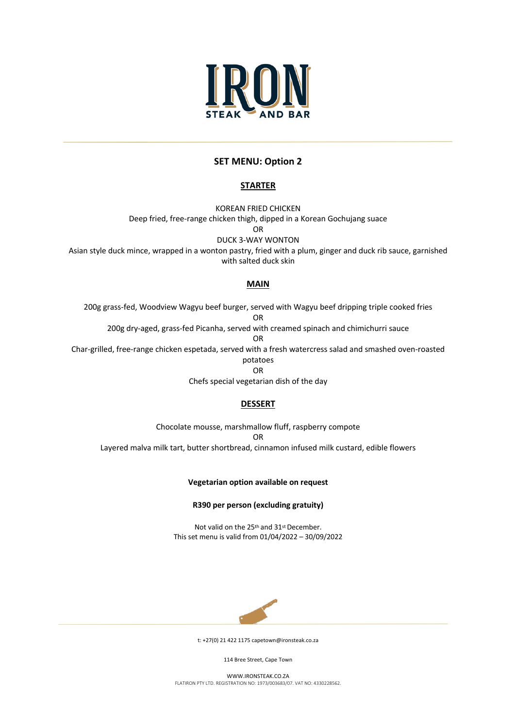# IRON
STEAK AND BAR

## SET MENU: Option 2

### STARTER

KOREAN FRIED CHICKEN
Deep fried, free-range chicken thigh, dipped in a Korean Gochujang suace
OR
DUCK 3-WAY WONTON
Asian style duck mince, wrapped in a wonton pastry, fried with a plum, ginger and duck rib sauce, garnished with salted duck skin

### MAIN

200g grass-fed, Woodview Wagyu beef burger, served with Wagyu beef dripping triple cooked fries
OR
200g dry-aged, grass-fed Picanha, served with creamed spinach and chimichurri sauce
OR
Char-grilled, free-range chicken espetada, served with a fresh watercress salad and smashed oven-roasted potatoes
OR
Chefs special vegetarian dish of the day

### DESSERT

Chocolate mousse, marshmallow fluff, raspberry compote
OR
Layered malva milk tart, butter shortbread, cinnamon infused milk custard, edible flowers

**Vegetarian option available on request**

**R390 per person (excluding gratuity)**

Not valid on the 25th and 31st December.
This set menu is valid from 01/04/2022 – 30/09/2022

t: +27(0) 21 422 1175 capetown@ironsteak.co.za

114 Bree Street, Cape Town

WWW.IRONSTEAK.CO.ZA
FLATIRON PTY LTD. REGISTRATION NO: 1973/003683/07. VAT NO: 4330228562.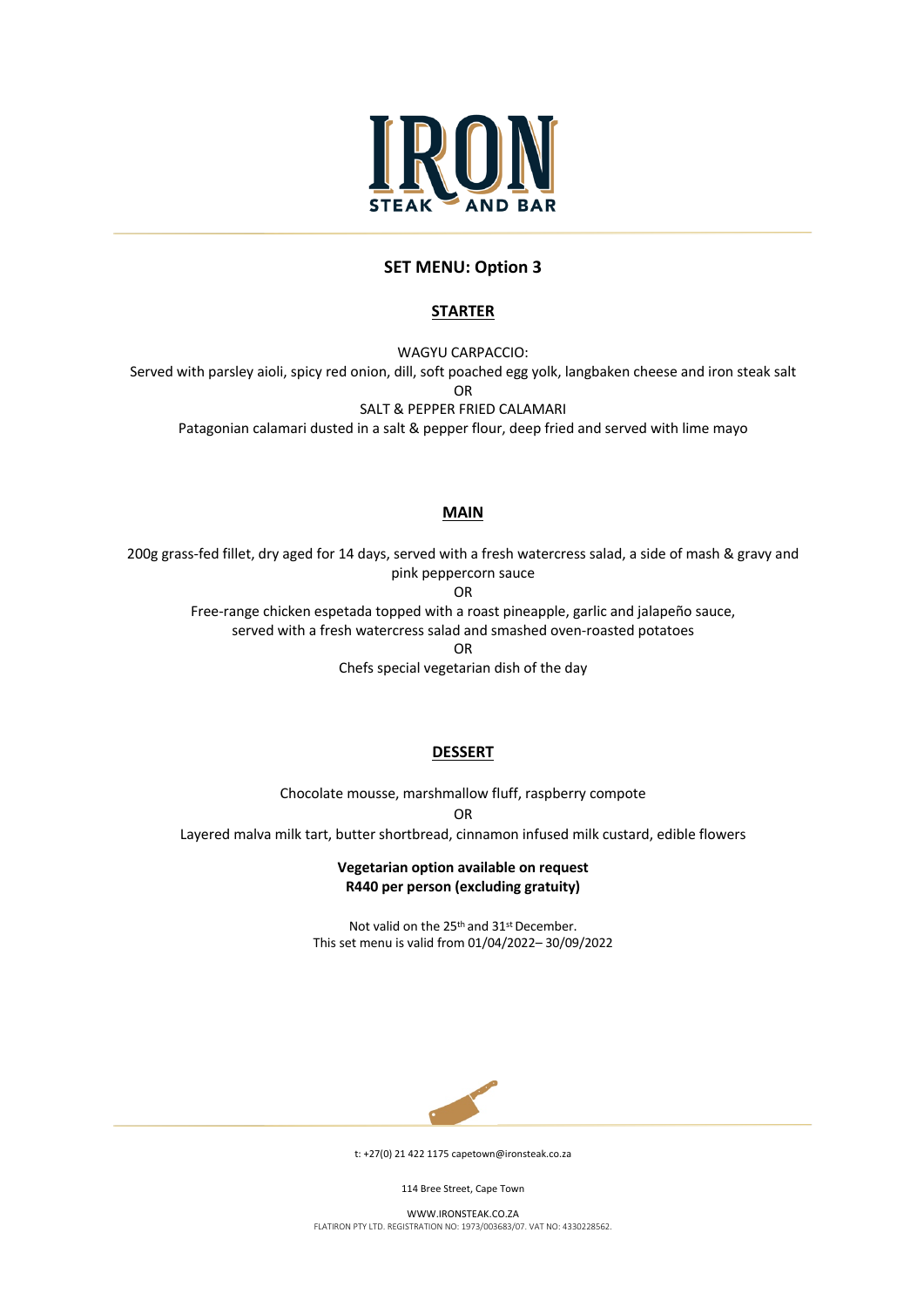# IRON STEAK AND BAR

## SET MENU: Option 3

### STARTER

WAGYU CARPACCIO:
Served with parsley aioli, spicy red onion, dill, soft poached egg yolk, langbaken cheese and iron steak salt
OR
SALT & PEPPER FRIED CALAMARI
Patagonian calamari dusted in a salt & pepper flour, deep fried and served with lime mayo

### MAIN

200g grass-fed fillet, dry aged for 14 days, served with a fresh watercress salad, a side of mash & gravy and pink peppercorn sauce
OR
Free-range chicken espetada topped with a roast pineapple, garlic and jalapeño sauce, served with a fresh watercress salad and smashed oven-roasted potatoes
OR
Chefs special vegetarian dish of the day

### DESSERT

Chocolate mousse, marshmallow fluff, raspberry compote
OR
Layered malva milk tart, butter shortbread, cinnamon infused milk custard, edible flowers

**Vegetarian option available on request**
**R440 per person (excluding gratuity)**

Not valid on the 25th and 31st December.
This set menu is valid from 01/04/2022– 30/09/2022

t: +27(0) 21 422 1175 capetown@ironsteak.co.za

114 Bree Street, Cape Town

WWW.IRONSTEAK.CO.ZA
FLATIRON PTY LTD. REGISTRATION NO: 1973/003683/07. VAT NO: 4330228562.